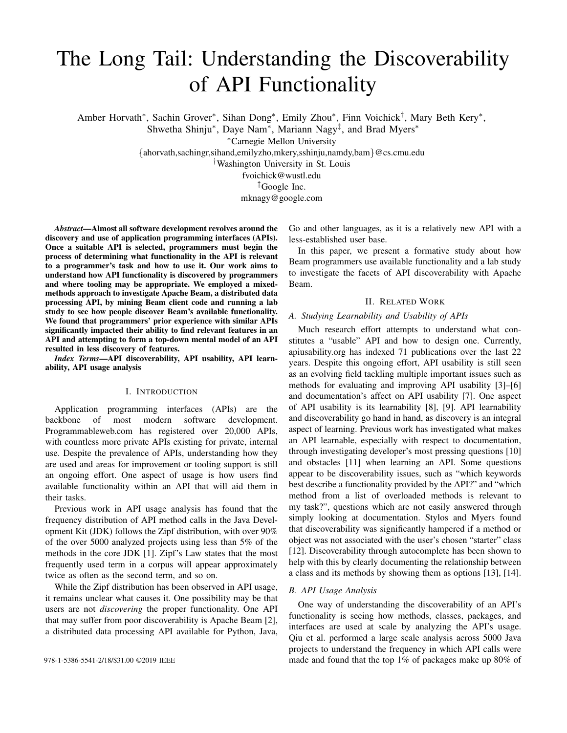# The Long Tail: Understanding the Discoverability of API Functionality

Amber Horvath*, Sachin Grover*, Sihan Dong*, Emily Zhou*, Finn Voichick†, Mary Beth Kery*, Shwetha Shinju*, Daye Nam*, Mariann Nagy‡, and Brad Myers*

*Carnegie Mellon University

{ahorvath,sachingr,sihand,emilyzho,mkery,sshinju,namdy,bam}@cs.cmu.edu

†Washington University in St. Louis

fvoichick@wustl.edu

‡Google Inc.

mknagy@google.com

***Abstract*—Almost all software development revolves around the discovery and use of application programming interfaces (APIs). Once a suitable API is selected, programmers must begin the process of determining what functionality in the API is relevant to a programmer's task and how to use it. Our work aims to understand how API functionality is discovered by programmers and where tooling may be appropriate. We employed a mixed-methods approach to investigate Apache Beam, a distributed data processing API, by mining Beam client code and running a lab study to see how people discover Beam's available functionality. We found that programmers' prior experience with similar APIs significantly impacted their ability to find relevant features in an API and attempting to form a top-down mental model of an API resulted in less discovery of features.**

***Index Terms*—API discoverability, API usability, API learnability, API usage analysis**

## I. Introduction

Application programming interfaces (APIs) are the backbone of most modern software development. Programmableweb.com has registered over 20,000 APIs, with countless more private APIs existing for private, internal use. Despite the prevalence of APIs, understanding how they are used and areas for improvement or tooling support is still an ongoing effort. One aspect of usage is how users find available functionality within an API that will aid them in their tasks.

Previous work in API usage analysis has found that the frequency distribution of API method calls in the Java Development Kit (JDK) follows the Zipf distribution, with over 90% of the over 5000 analyzed projects using less than 5% of the methods in the core JDK [1]. Zipf's Law states that the most frequently used term in a corpus will appear approximately twice as often as the second term, and so on.

While the Zipf distribution has been observed in API usage, it remains unclear what causes it. One possibility may be that users are not *discovering* the proper functionality. One API that may suffer from poor discoverability is Apache Beam [2], a distributed data processing API available for Python, Java, Go and other languages, as it is a relatively new API with a less-established user base.

In this paper, we present a formative study about how Beam programmers use available functionality and a lab study to investigate the facets of API discoverability with Apache Beam.

## II. Related Work

### A. Studying Learnability and Usability of APIs

Much research effort attempts to understand what constitutes a "usable" API and how to design one. Currently, apiusability.org has indexed 71 publications over the last 22 years. Despite this ongoing effort, API usability is still seen as an evolving field tackling multiple important issues such as methods for evaluating and improving API usability [3]–[6] and documentation's affect on API usability [7]. One aspect of API usability is its learnability [8], [9]. API learnability and discoverability go hand in hand, as discovery is an integral aspect of learning. Previous work has investigated what makes an API learnable, especially with respect to documentation, through investigating developer's most pressing questions [10] and obstacles [11] when learning an API. Some questions appear to be discoverability issues, such as "which keywords best describe a functionality provided by the API?" and "which method from a list of overloaded methods is relevant to my task?", questions which are not easily answered through simply looking at documentation. Stylos and Myers found that discoverability was significantly hampered if a method or object was not associated with the user's chosen "starter" class [12]. Discoverability through autocomplete has been shown to help with this by clearly documenting the relationship between a class and its methods by showing them as options [13], [14].

### B. API Usage Analysis

One way of understanding the discoverability of an API's functionality is seeing how methods, classes, packages, and interfaces are used at scale by analyzing the API's usage. Qiu et al. performed a large scale analysis across 5000 Java projects to understand the frequency in which API calls were made and found that the top 1% of packages make up 80% of

978-1-5386-5541-2/18/$31.00 ©2019 IEEE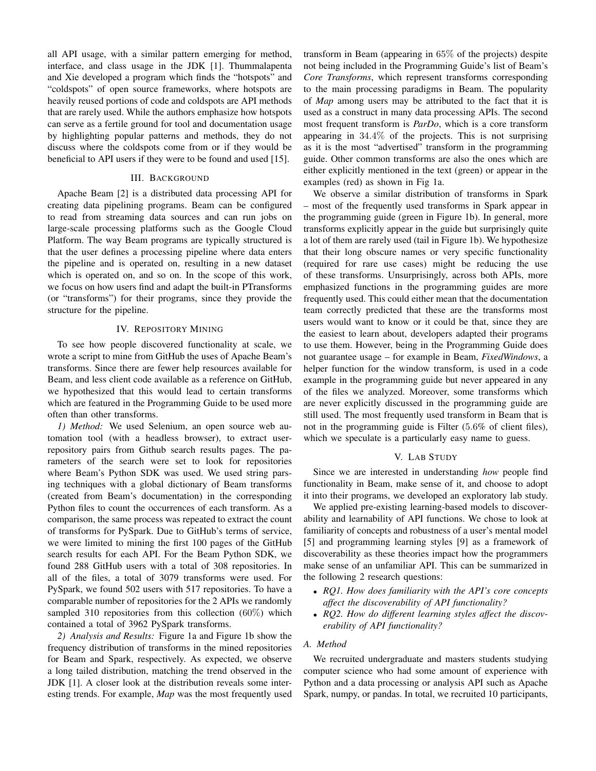all API usage, with a similar pattern emerging for method, interface, and class usage in the JDK [1]. Thummalapenta and Xie developed a program which finds the "hotspots" and "coldspots" of open source frameworks, where hotspots are heavily reused portions of code and coldspots are API methods that are rarely used. While the authors emphasize how hotspots can serve as a fertile ground for tool and documentation usage by highlighting popular patterns and methods, they do not discuss where the coldspots come from or if they would be beneficial to API users if they were to be found and used [15].

## III. Background

Apache Beam [2] is a distributed data processing API for creating data pipelining programs. Beam can be configured to read from streaming data sources and can run jobs on large-scale processing platforms such as the Google Cloud Platform. The way Beam programs are typically structured is that the user defines a processing pipeline where data enters the pipeline and is operated on, resulting in a new dataset which is operated on, and so on. In the scope of this work, we focus on how users find and adapt the built-in PTransforms (or "transforms") for their programs, since they provide the structure for the pipeline.

## IV. Repository Mining

To see how people discovered functionality at scale, we wrote a script to mine from GitHub the uses of Apache Beam's transforms. Since there are fewer help resources available for Beam, and less client code available as a reference on GitHub, we hypothesized that this would lead to certain transforms which are featured in the Programming Guide to be used more often than other transforms.

*1) Method:* We used Selenium, an open source web automation tool (with a headless browser), to extract user-repository pairs from Github search results pages. The parameters of the search were set to look for repositories where Beam's Python SDK was used. We used string parsing techniques with a global dictionary of Beam transforms (created from Beam's documentation) in the corresponding Python files to count the occurrences of each transform. As a comparison, the same process was repeated to extract the count of transforms for PySpark. Due to GitHub's terms of service, we were limited to mining the first 100 pages of the GitHub search results for each API. For the Beam Python SDK, we found 288 GitHub users with a total of 308 repositories. In all of the files, a total of 3079 transforms were used. For PySpark, we found 502 users with 517 repositories. To have a comparable number of repositories for the 2 APIs we randomly sampled 310 repositories from this collection ($60\%$) which contained a total of 3962 PySpark transforms.

*2) Analysis and Results:* Figure 1a and Figure 1b show the frequency distribution of transforms in the mined repositories for Beam and Spark, respectively. As expected, we observe a long tailed distribution, matching the trend observed in the JDK [1]. A closer look at the distribution reveals some interesting trends. For example, *Map* was the most frequently used transform in Beam (appearing in $65\%$ of the projects) despite not being included in the Programming Guide's list of Beam's *Core Transforms*, which represent transforms corresponding to the main processing paradigms in Beam. The popularity of *Map* among users may be attributed to the fact that it is used as a construct in many data processing APIs. The second most frequent transform is *ParDo*, which is a core transform appearing in $34.4\%$ of the projects. This is not surprising as it is the most "advertised" transform in the programming guide. Other common transforms are also the ones which are either explicitly mentioned in the text (green) or appear in the examples (red) as shown in Fig 1a.

We observe a similar distribution of transforms in Spark – most of the frequently used transforms in Spark appear in the programming guide (green in Figure 1b). In general, more transforms explicitly appear in the guide but surprisingly quite a lot of them are rarely used (tail in Figure 1b). We hypothesize that their long obscure names or very specific functionality (required for rare use cases) might be reducing the use of these transforms. Unsurprisingly, across both APIs, more emphasized functions in the programming guides are more frequently used. This could either mean that the documentation team correctly predicted that these are the transforms most users would want to know or it could be that, since they are the easiest to learn about, developers adapted their programs to use them. However, being in the Programming Guide does not guarantee usage – for example in Beam, *FixedWindows*, a helper function for the window transform, is used in a code example in the programming guide but never appeared in any of the files we analyzed. Moreover, some transforms which are never explicitly discussed in the programming guide are still used. The most frequently used transform in Beam that is not in the programming guide is Filter ($5.6\%$ of client files), which we speculate is a particularly easy name to guess.

## V. Lab Study

Since we are interested in understanding *how* people find functionality in Beam, make sense of it, and choose to adopt it into their programs, we developed an exploratory lab study.

We applied pre-existing learning-based models to discoverability and learnability of API functions. We chose to look at familiarity of concepts and robustness of a user's mental model [5] and programming learning styles [9] as a framework of discoverability as these theories impact how the programmers make sense of an unfamiliar API. This can be summarized in the following 2 research questions:

- *RQ1. How does familiarity with the API's core concepts affect the discoverability of API functionality?*
- *RQ2. How do different learning styles affect the discoverability of API functionality?*

### A. Method

We recruited undergraduate and masters students studying computer science who had some amount of experience with Python and a data processing or analysis API such as Apache Spark, numpy, or pandas. In total, we recruited 10 participants,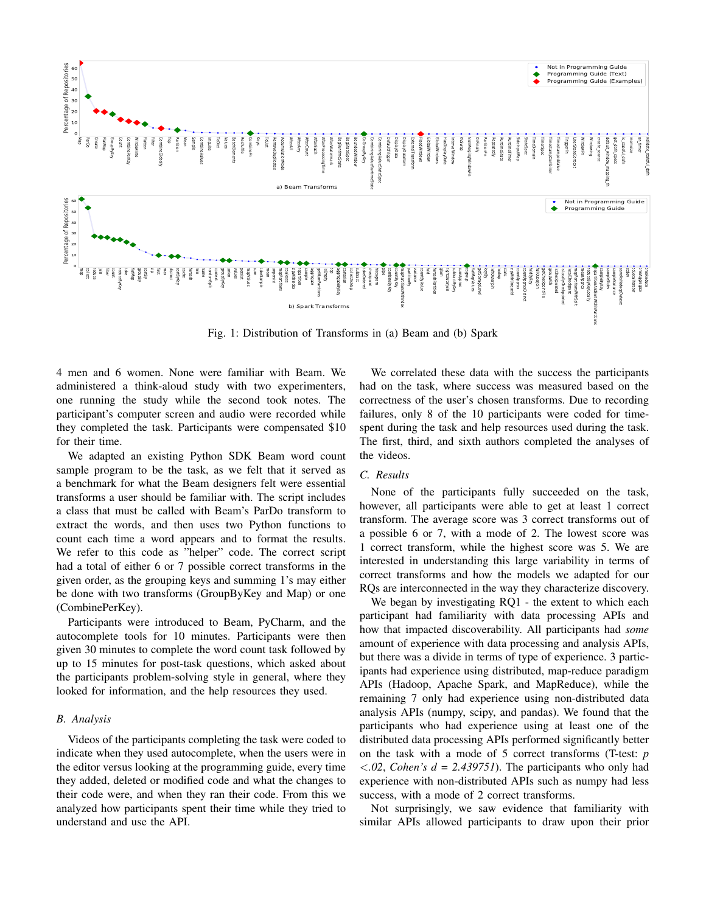Fig. 1: Distribution of Transforms in (a) Beam and (b) Spark

4 men and 6 women. None were familiar with Beam. We administered a think-aloud study with two experimenters, one running the study while the second took notes. The participant's computer screen and audio were recorded while they completed the task. Participants were compensated $10 for their time.

We adapted an existing Python SDK Beam word count sample program to be the task, as we felt that it served as a benchmark for what the Beam designers felt were essential transforms a user should be familiar with. The script includes a class that must be called with Beam's ParDo transform to extract the words, and then uses two Python functions to count each time a word appears and to format the results. We refer to this code as "helper" code. The correct script had a total of either 6 or 7 possible correct transforms in the given order, as the grouping keys and summing 1's may either be done with two transforms (GroupByKey and Map) or one (CombinePerKey).

Participants were introduced to Beam, PyCharm, and the autocomplete tools for 10 minutes. Participants were then given 30 minutes to complete the word count task followed by up to 15 minutes for post-task questions, which asked about the participants problem-solving style in general, where they looked for information, and the help resources they used.

### B. Analysis

Videos of the participants completing the task were coded to indicate when they used autocomplete, when the users were in the editor versus looking at the programming guide, every time they added, deleted or modified code and what the changes to their code were, and when they ran their code. From this we analyzed how participants spent their time while they tried to understand and use the API.

We correlated these data with the success the participants had on the task, where success was measured based on the correctness of the user's chosen transforms. Due to recording failures, only 8 of the 10 participants were coded for time-spent during the task and help resources used during the task. The first, third, and sixth authors completed the analyses of the videos.

### C. Results

None of the participants fully succeeded on the task, however, all participants were able to get at least 1 correct transform. The average score was 3 correct transforms out of a possible 6 or 7, with a mode of 2. The lowest score was 1 correct transform, while the highest score was 5. We are interested in understanding this large variability in terms of correct transforms and how the models we adapted for our RQs are interconnected in the way they characterize discovery.

We began by investigating RQ1 - the extent to which each participant had familiarity with data processing APIs and how that impacted discoverability. All participants had *some* amount of experience with data processing and analysis APIs, but there was a divide in terms of type of experience. 3 participants had experience using distributed, map-reduce paradigm APIs (Hadoop, Apache Spark, and MapReduce), while the remaining 7 only had experience using non-distributed data analysis APIs (numpy, scipy, and pandas). We found that the participants who had experience using at least one of the distributed data processing APIs performed significantly better on the task with a mode of 5 correct transforms (T-test: $p < .02$, *Cohen's* $d = 2.439751$). The participants who only had experience with non-distributed APIs such as numpy had less success, with a mode of 2 correct transforms.

Not surprisingly, we saw evidence that familiarity with similar APIs allowed participants to draw upon their prior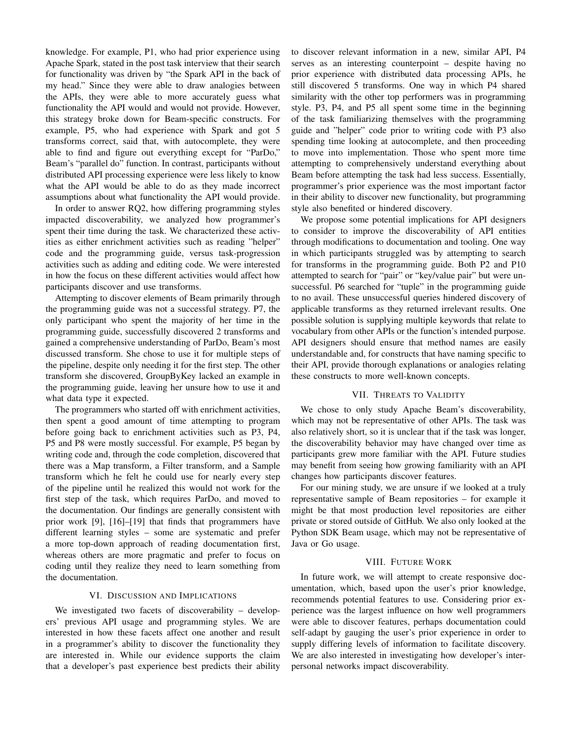knowledge. For example, P1, who had prior experience using Apache Spark, stated in the post task interview that their search for functionality was driven by "the Spark API in the back of my head." Since they were able to draw analogies between the APIs, they were able to more accurately guess what functionality the API would and would not provide. However, this strategy broke down for Beam-specific constructs. For example, P5, who had experience with Spark and got 5 transforms correct, said that, with autocomplete, they were able to find and figure out everything except for "ParDo," Beam's "parallel do" function. In contrast, participants without distributed API processing experience were less likely to know what the API would be able to do as they made incorrect assumptions about what functionality the API would provide.

In order to answer RQ2, how differing programming styles impacted discoverability, we analyzed how programmer's spent their time during the task. We characterized these activities as either enrichment activities such as reading "helper" code and the programming guide, versus task-progression activities such as adding and editing code. We were interested in how the focus on these different activities would affect how participants discover and use transforms.

Attempting to discover elements of Beam primarily through the programming guide was not a successful strategy. P7, the only participant who spent the majority of her time in the programming guide, successfully discovered 2 transforms and gained a comprehensive understanding of ParDo, Beam's most discussed transform. She chose to use it for multiple steps of the pipeline, despite only needing it for the first step. The other transform she discovered, GroupByKey lacked an example in the programming guide, leaving her unsure how to use it and what data type it expected.

The programmers who started off with enrichment activities, then spent a good amount of time attempting to program before going back to enrichment activities such as P3, P4, P5 and P8 were mostly successful. For example, P5 began by writing code and, through the code completion, discovered that there was a Map transform, a Filter transform, and a Sample transform which he felt he could use for nearly every step of the pipeline until he realized this would not work for the first step of the task, which requires ParDo, and moved to the documentation. Our findings are generally consistent with prior work [9], [16]–[19] that finds that programmers have different learning styles – some are systematic and prefer a more top-down approach of reading documentation first, whereas others are more pragmatic and prefer to focus on coding until they realize they need to learn something from the documentation.

## VI. Discussion and Implications

We investigated two facets of discoverability – developers' previous API usage and programming styles. We are interested in how these facets affect one another and result in a programmer's ability to discover the functionality they are interested in. While our evidence supports the claim that a developer's past experience best predicts their ability to discover relevant information in a new, similar API, P4 serves as an interesting counterpoint – despite having no prior experience with distributed data processing APIs, he still discovered 5 transforms. One way in which P4 shared similarity with the other top performers was in programming style. P3, P4, and P5 all spent some time in the beginning of the task familiarizing themselves with the programming guide and "helper" code prior to writing code with P3 also spending time looking at autocomplete, and then proceeding to move into implementation. Those who spent more time attempting to comprehensively understand everything about Beam before attempting the task had less success. Essentially, programmer's prior experience was the most important factor in their ability to discover new functionality, but programming style also benefited or hindered discovery.

We propose some potential implications for API designers to consider to improve the discoverability of API entities through modifications to documentation and tooling. One way in which participants struggled was by attempting to search for transforms in the programming guide. Both P2 and P10 attempted to search for "pair" or "key/value pair" but were unsuccessful. P6 searched for "tuple" in the programming guide to no avail. These unsuccessful queries hindered discovery of applicable transforms as they returned irrelevant results. One possible solution is supplying multiple keywords that relate to vocabulary from other APIs or the function's intended purpose. API designers should ensure that method names are easily understandable and, for constructs that have naming specific to their API, provide thorough explanations or analogies relating these constructs to more well-known concepts.

## VII. Threats to Validity

We chose to only study Apache Beam's discoverability, which may not be representative of other APIs. The task was also relatively short, so it is unclear that if the task was longer, the discoverability behavior may have changed over time as participants grew more familiar with the API. Future studies may benefit from seeing how growing familiarity with an API changes how participants discover features.

For our mining study, we are unsure if we looked at a truly representative sample of Beam repositories – for example it might be that most production level repositories are either private or stored outside of GitHub. We also only looked at the Python SDK Beam usage, which may not be representative of Java or Go usage.

## VIII. Future Work

In future work, we will attempt to create responsive documentation, which, based upon the user's prior knowledge, recommends potential features to use. Considering prior experience was the largest influence on how well programmers were able to discover features, perhaps documentation could self-adapt by gauging the user's prior experience in order to supply differing levels of information to facilitate discovery. We are also interested in investigating how developer's interpersonal networks impact discoverability.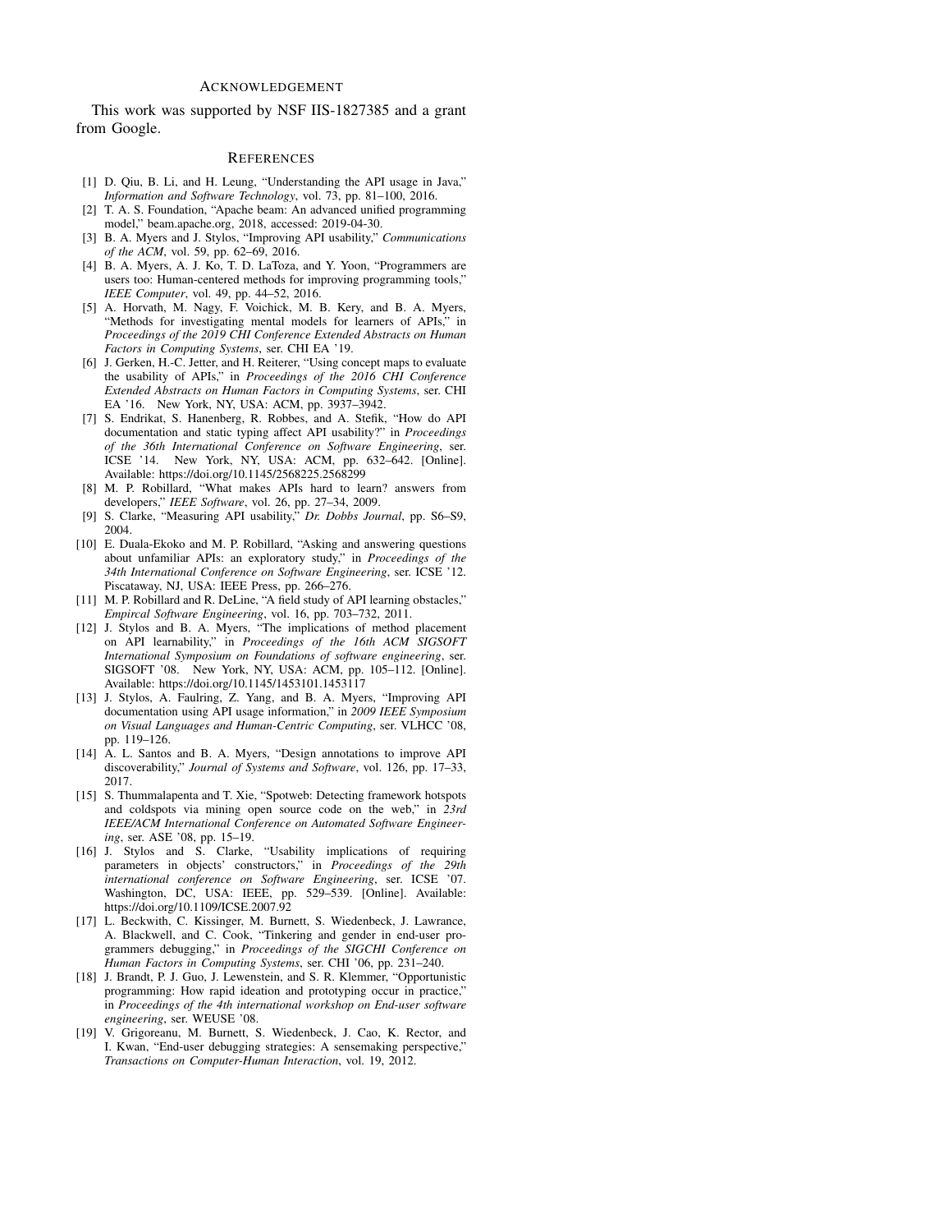## Acknowledgement

This work was supported by NSF IIS-1827385 and a grant from Google.

## References

[1] D. Qiu, B. Li, and H. Leung, "Understanding the API usage in Java," *Information and Software Technology*, vol. 73, pp. 81–100, 2016.

[2] T. A. S. Foundation, "Apache beam: An advanced unified programming model," beam.apache.org, 2018, accessed: 2019-04-30.

[3] B. A. Myers and J. Stylos, "Improving API usability," *Communications of the ACM*, vol. 59, pp. 62–69, 2016.

[4] B. A. Myers, A. J. Ko, T. D. LaToza, and Y. Yoon, "Programmers are users too: Human-centered methods for improving programming tools," *IEEE Computer*, vol. 49, pp. 44–52, 2016.

[5] A. Horvath, M. Nagy, F. Voichick, M. B. Kery, and B. A. Myers, "Methods for investigating mental models for learners of APIs," in *Proceedings of the 2019 CHI Conference Extended Abstracts on Human Factors in Computing Systems*, ser. CHI EA '19.

[6] J. Gerken, H.-C. Jetter, and H. Reiterer, "Using concept maps to evaluate the usability of APIs," in *Proceedings of the 2016 CHI Conference Extended Abstracts on Human Factors in Computing Systems*, ser. CHI EA '16. New York, NY, USA: ACM, pp. 3937–3942.

[7] S. Endrikat, S. Hanenberg, R. Robbes, and A. Stefik, "How do API documentation and static typing affect API usability?" in *Proceedings of the 36th International Conference on Software Engineering*, ser. ICSE '14. New York, NY, USA: ACM, pp. 632–642. [Online]. Available: https://doi.org/10.1145/2568225.2568299

[8] M. P. Robillard, "What makes APIs hard to learn? answers from developers," *IEEE Software*, vol. 26, pp. 27–34, 2009.

[9] S. Clarke, "Measuring API usability," *Dr. Dobbs Journal*, pp. S6–S9, 2004.

[10] E. Duala-Ekoko and M. P. Robillard, "Asking and answering questions about unfamiliar APIs: an exploratory study," in *Proceedings of the 34th International Conference on Software Engineering*, ser. ICSE '12. Piscataway, NJ, USA: IEEE Press, pp. 266–276.

[11] M. P. Robillard and R. DeLine, "A field study of API learning obstacles," *Empircal Software Engineering*, vol. 16, pp. 703–732, 2011.

[12] J. Stylos and B. A. Myers, "The implications of method placement on API learnability," in *Proceedings of the 16th ACM SIGSOFT International Symposium on Foundations of software engineering*, ser. SIGSOFT '08. New York, NY, USA: ACM, pp. 105–112. [Online]. Available: https://doi.org/10.1145/1453101.1453117

[13] J. Stylos, A. Faulring, Z. Yang, and B. A. Myers, "Improving API documentation using API usage information," in *2009 IEEE Symposium on Visual Languages and Human-Centric Computing*, ser. VLHCC '08, pp. 119–126.

[14] A. L. Santos and B. A. Myers, "Design annotations to improve API discoverability," *Journal of Systems and Software*, vol. 126, pp. 17–33, 2017.

[15] S. Thummalapenta and T. Xie, "Spotweb: Detecting framework hotspots and coldspots via mining open source code on the web," in *23rd IEEE/ACM International Conference on Automated Software Engineering*, ser. ASE '08, pp. 15–19.

[16] J. Stylos and S. Clarke, "Usability implications of requiring parameters in objects' constructors," in *Proceedings of the 29th international conference on Software Engineering*, ser. ICSE '07. Washington, DC, USA: IEEE, pp. 529–539. [Online]. Available: https://doi.org/10.1109/ICSE.2007.92

[17] L. Beckwith, C. Kissinger, M. Burnett, S. Wiedenbeck, J. Lawrance, A. Blackwell, and C. Cook, "Tinkering and gender in end-user programmers debugging," in *Proceedings of the SIGCHI Conference on Human Factors in Computing Systems*, ser. CHI '06, pp. 231–240.

[18] J. Brandt, P. J. Guo, J. Lewenstein, and S. R. Klemmer, "Opportunistic programming: How rapid ideation and prototyping occur in practice," in *Proceedings of the 4th international workshop on End-user software engineering*, ser. WEUSE '08.

[19] V. Grigoreanu, M. Burnett, S. Wiedenbeck, J. Cao, K. Rector, and I. Kwan, "End-user debugging strategies: A sensemaking perspective," *Transactions on Computer-Human Interaction*, vol. 19, 2012.